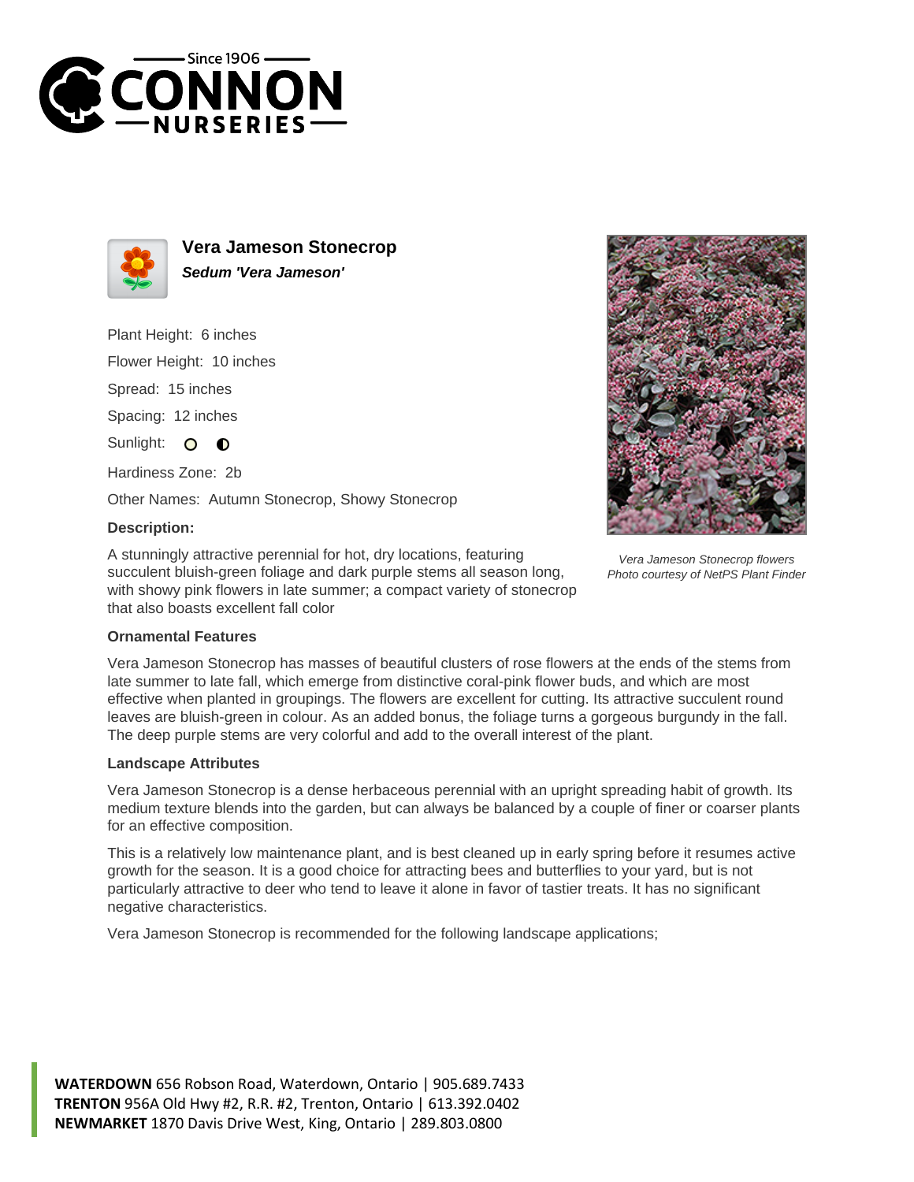# Vera Jameson Stonecrop

***Sedum 'Vera Jameson'***

Plant Height: 6 inches

Flower Height: 10 inches

Spread: 15 inches

Spacing: 12 inches

Sunlight: ○ ◐

Hardiness Zone: 2b

Other Names: Autumn Stonecrop, Showy Stonecrop

### Description:

A stunningly attractive perennial for hot, dry locations, featuring succulent bluish-green foliage and dark purple stems all season long, with showy pink flowers in late summer; a compact variety of stonecrop that also boasts excellent fall color

*Vera Jameson Stonecrop flowers*
*Photo courtesy of NetPS Plant Finder*

### Ornamental Features

Vera Jameson Stonecrop has masses of beautiful clusters of rose flowers at the ends of the stems from late summer to late fall, which emerge from distinctive coral-pink flower buds, and which are most effective when planted in groupings. The flowers are excellent for cutting. Its attractive succulent round leaves are bluish-green in colour. As an added bonus, the foliage turns a gorgeous burgundy in the fall. The deep purple stems are very colorful and add to the overall interest of the plant.

### Landscape Attributes

Vera Jameson Stonecrop is a dense herbaceous perennial with an upright spreading habit of growth. Its medium texture blends into the garden, but can always be balanced by a couple of finer or coarser plants for an effective composition.

This is a relatively low maintenance plant, and is best cleaned up in early spring before it resumes active growth for the season. It is a good choice for attracting bees and butterflies to your yard, but is not particularly attractive to deer who tend to leave it alone in favor of tastier treats. It has no significant negative characteristics.

Vera Jameson Stonecrop is recommended for the following landscape applications;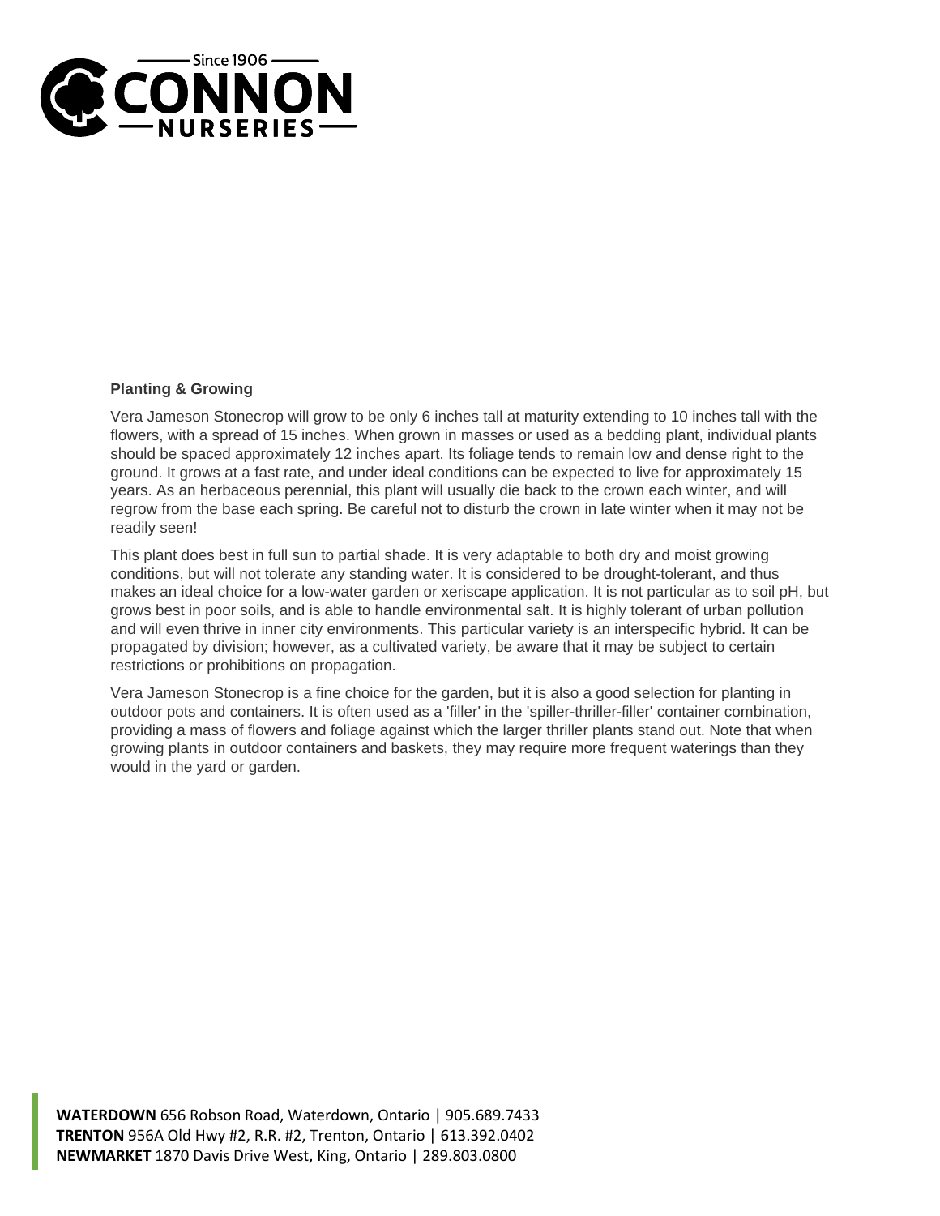### Planting & Growing

Vera Jameson Stonecrop will grow to be only 6 inches tall at maturity extending to 10 inches tall with the flowers, with a spread of 15 inches. When grown in masses or used as a bedding plant, individual plants should be spaced approximately 12 inches apart. Its foliage tends to remain low and dense right to the ground. It grows at a fast rate, and under ideal conditions can be expected to live for approximately 15 years. As an herbaceous perennial, this plant will usually die back to the crown each winter, and will regrow from the base each spring. Be careful not to disturb the crown in late winter when it may not be readily seen!

This plant does best in full sun to partial shade. It is very adaptable to both dry and moist growing conditions, but will not tolerate any standing water. It is considered to be drought-tolerant, and thus makes an ideal choice for a low-water garden or xeriscape application. It is not particular as to soil pH, but grows best in poor soils, and is able to handle environmental salt. It is highly tolerant of urban pollution and will even thrive in inner city environments. This particular variety is an interspecific hybrid. It can be propagated by division; however, as a cultivated variety, be aware that it may be subject to certain restrictions or prohibitions on propagation.

Vera Jameson Stonecrop is a fine choice for the garden, but it is also a good selection for planting in outdoor pots and containers. It is often used as a 'filler' in the 'spiller-thriller-filler' container combination, providing a mass of flowers and foliage against which the larger thriller plants stand out. Note that when growing plants in outdoor containers and baskets, they may require more frequent waterings than they would in the yard or garden.